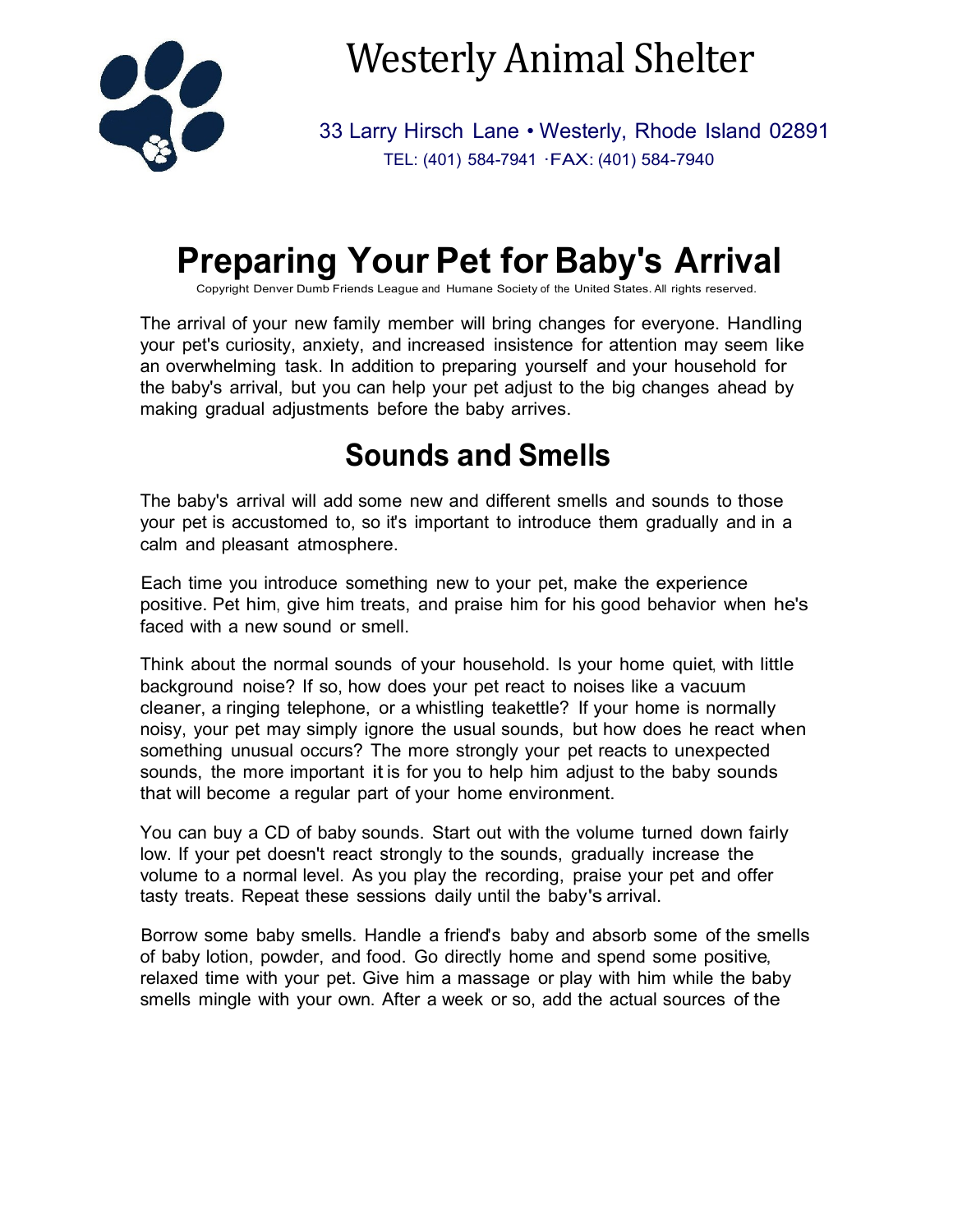# Westerly Animal Shelter

33 Larry Hirsch Lane • Westerly, Rhode Island 02891
TEL: (401) 584-7941 ·FAX: (401) 584-7940

# Preparing Your Pet for Baby's Arrival

Copyright Denver Dumb Friends League and Humane Society of the United States. All rights reserved.

The arrival of your new family member will bring changes for everyone. Handling your pet's curiosity, anxiety, and increased insistence for attention may seem like an overwhelming task. In addition to preparing yourself and your household for the baby's arrival, but you can help your pet adjust to the big changes ahead by making gradual adjustments before the baby arrives.

## Sounds and Smells

The baby's arrival will add some new and different smells and sounds to those your pet is accustomed to, so it's important to introduce them gradually and in a calm and pleasant atmosphere.

Each time you introduce something new to your pet, make the experience positive. Pet him, give him treats, and praise him for his good behavior when he's faced with a new sound or smell.

Think about the normal sounds of your household. Is your home quiet, with little background noise? If so, how does your pet react to noises like a vacuum cleaner, a ringing telephone, or a whistling teakettle? If your home is normally noisy, your pet may simply ignore the usual sounds, but how does he react when something unusual occurs? The more strongly your pet reacts to unexpected sounds, the more important it is for you to help him adjust to the baby sounds that will become a regular part of your home environment.

You can buy a CD of baby sounds. Start out with the volume turned down fairly low. If your pet doesn't react strongly to the sounds, gradually increase the volume to a normal level. As you play the recording, praise your pet and offer tasty treats. Repeat these sessions daily until the baby's arrival.

Borrow some baby smells. Handle a friend's baby and absorb some of the smells of baby lotion, powder, and food. Go directly home and spend some positive, relaxed time with your pet. Give him a massage or play with him while the baby smells mingle with your own. After a week or so, add the actual sources of the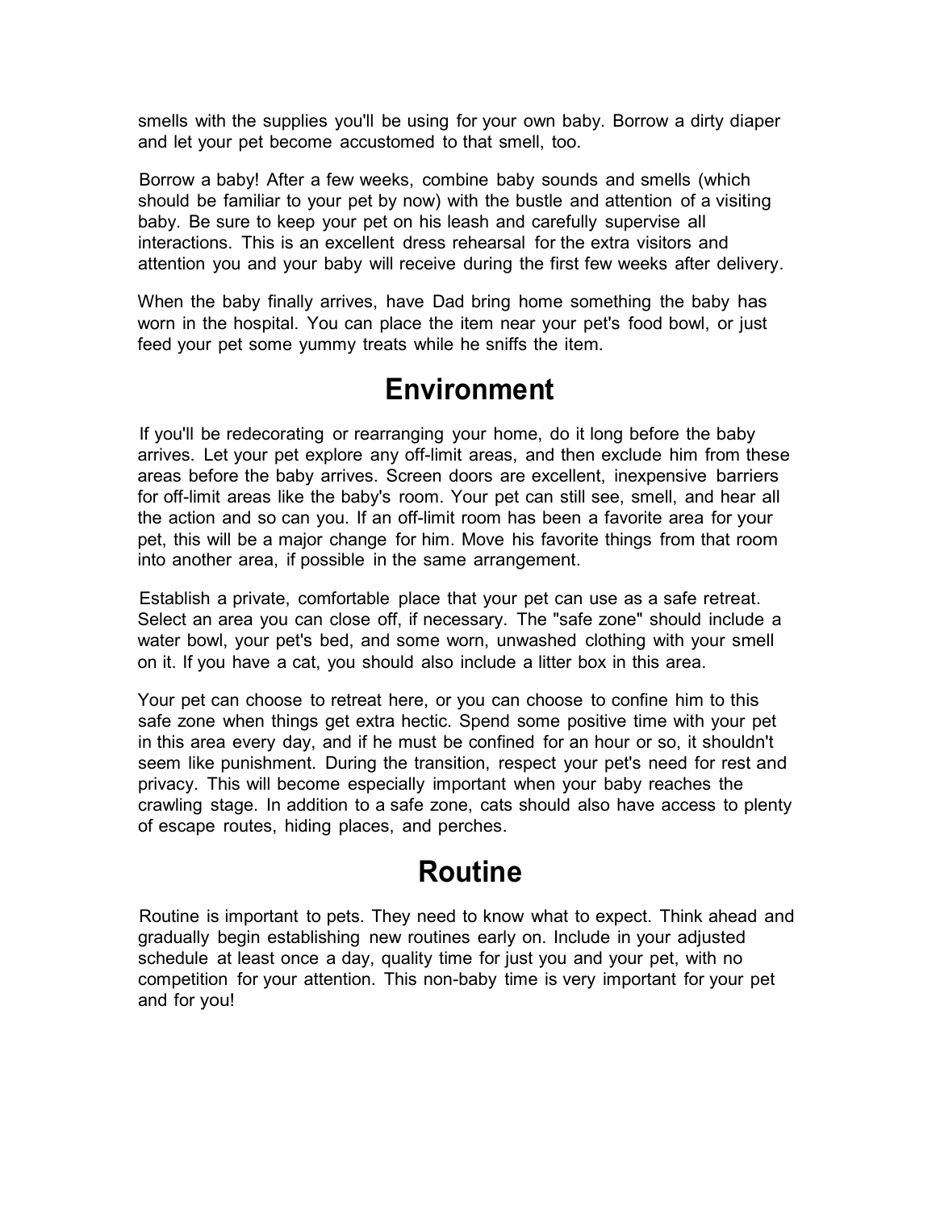smells with the supplies you'll be using for your own baby. Borrow a dirty diaper and let your pet become accustomed to that smell, too.

Borrow a baby! After a few weeks, combine baby sounds and smells (which should be familiar to your pet by now) with the bustle and attention of a visiting baby. Be sure to keep your pet on his leash and carefully supervise all interactions. This is an excellent dress rehearsal for the extra visitors and attention you and your baby will receive during the first few weeks after delivery.

When the baby finally arrives, have Dad bring home something the baby has worn in the hospital. You can place the item near your pet's food bowl, or just feed your pet some yummy treats while he sniffs the item.

## Environment

If you'll be redecorating or rearranging your home, do it long before the baby arrives. Let your pet explore any off-limit areas, and then exclude him from these areas before the baby arrives. Screen doors are excellent, inexpensive barriers for off-limit areas like the baby's room. Your pet can still see, smell, and hear all the action and so can you. If an off-limit room has been a favorite area for your pet, this will be a major change for him. Move his favorite things from that room into another area, if possible in the same arrangement.

Establish a private, comfortable place that your pet can use as a safe retreat. Select an area you can close off, if necessary. The "safe zone" should include a water bowl, your pet's bed, and some worn, unwashed clothing with your smell on it. If you have a cat, you should also include a litter box in this area.

Your pet can choose to retreat here, or you can choose to confine him to this safe zone when things get extra hectic. Spend some positive time with your pet in this area every day, and if he must be confined for an hour or so, it shouldn't seem like punishment. During the transition, respect your pet's need for rest and privacy. This will become especially important when your baby reaches the crawling stage. In addition to a safe zone, cats should also have access to plenty of escape routes, hiding places, and perches.

## Routine

Routine is important to pets. They need to know what to expect. Think ahead and gradually begin establishing new routines early on. Include in your adjusted schedule at least once a day, quality time for just you and your pet, with no competition for your attention. This non-baby time is very important for your pet and for you!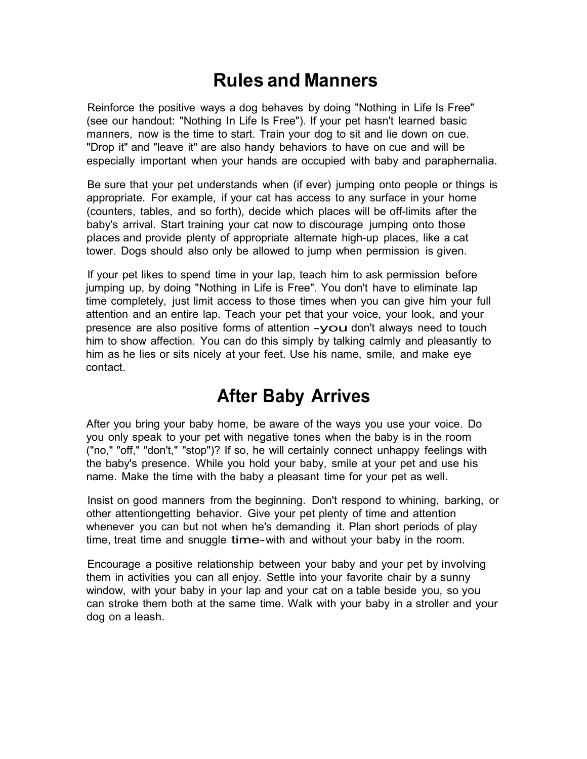## Rules and Manners

Reinforce the positive ways a dog behaves by doing "Nothing in Life Is Free" (see our handout: "Nothing In Life Is Free"). If your pet hasn't learned basic manners, now is the time to start. Train your dog to sit and lie down on cue. "Drop it" and "leave it" are also handy behaviors to have on cue and will be especially important when your hands are occupied with baby and paraphernalia.

Be sure that your pet understands when (if ever) jumping onto people or things is appropriate. For example, if your cat has access to any surface in your home (counters, tables, and so forth), decide which places will be off-limits after the baby's arrival. Start training your cat now to discourage jumping onto those places and provide plenty of appropriate alternate high-up places, like a cat tower. Dogs should also only be allowed to jump when permission is given.

If your pet likes to spend time in your lap, teach him to ask permission before jumping up, by doing "Nothing in Life is Free". You don't have to eliminate lap time completely, just limit access to those times when you can give him your full attention and an entire lap. Teach your pet that your voice, your look, and your presence are also positive forms of attention -you don't always need to touch him to show affection. You can do this simply by talking calmly and pleasantly to him as he lies or sits nicely at your feet. Use his name, smile, and make eye contact.

## After Baby Arrives

After you bring your baby home, be aware of the ways you use your voice. Do you only speak to your pet with negative tones when the baby is in the room ("no," "off," "don't," "stop")? If so, he will certainly connect unhappy feelings with the baby's presence. While you hold your baby, smile at your pet and use his name. Make the time with the baby a pleasant time for your pet as well.

Insist on good manners from the beginning. Don't respond to whining, barking, or other attentiongetting behavior. Give your pet plenty of time and attention whenever you can but not when he's demanding it. Plan short periods of play time, treat time and snuggle time-with and without your baby in the room.

Encourage a positive relationship between your baby and your pet by involving them in activities you can all enjoy. Settle into your favorite chair by a sunny window, with your baby in your lap and your cat on a table beside you, so you can stroke them both at the same time. Walk with your baby in a stroller and your dog on a leash.